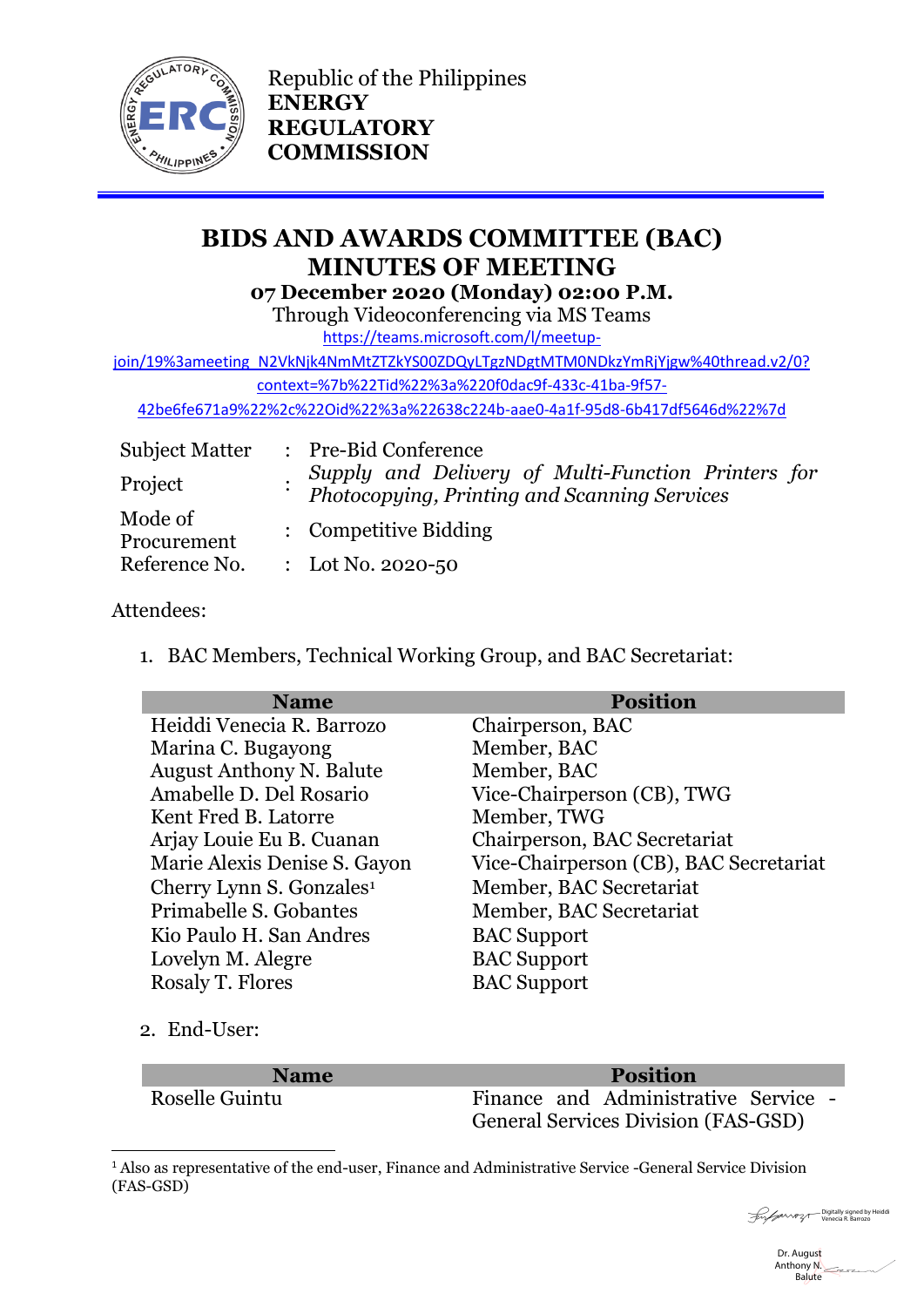Republic of the Philippines
**ENERGY REGULATORY COMMISSION**

# BIDS AND AWARDS COMMITTEE (BAC) MINUTES OF MEETING

**07 December 2020 (Monday) 02:00 P.M.**

Through Videoconferencing via MS Teams

https://teams.microsoft.com/l/meetup-join/19%3ameeting_N2VkNjk4NmMtZTZkYS00ZDQyLTgzNDgtMTM0NDkzYmRjYjgw%40thread.v2/0?context=%7b%22Tid%22%3a%220f0dac9f-433c-41ba-9f57-42be6fe671a9%22%2c%22Oid%22%3a%22638c224b-aae0-4a1f-95d8-6b417df5646d%22%7d

| | | |
|---|---|---|
| Subject Matter | : | Pre-Bid Conference |
| Project | : | *Supply and Delivery of Multi-Function Printers for Photocopying, Printing and Scanning Services* |
| Mode of Procurement | : | Competitive Bidding |
| Reference No. | : | Lot No. 2020-50 |

Attendees:

1. BAC Members, Technical Working Group, and BAC Secretariat:

| Name | Position |
|---|---|
| Heiddi Venecia R. Barrozo | Chairperson, BAC |
| Marina C. Bugayong | Member, BAC |
| August Anthony N. Balute | Member, BAC |
| Amabelle D. Del Rosario | Vice-Chairperson (CB), TWG |
| Kent Fred B. Latorre | Member, TWG |
| Arjay Louie Eu B. Cuanan | Chairperson, BAC Secretariat |
| Marie Alexis Denise S. Gayon | Vice-Chairperson (CB), BAC Secretariat |
| Cherry Lynn S. Gonzales[1] | Member, BAC Secretariat |
| Primabelle S. Gobantes | Member, BAC Secretariat |
| Kio Paulo H. San Andres | BAC Support |
| Lovelyn M. Alegre | BAC Support |
| Rosaly T. Flores | BAC Support |

2. End-User:

| Name | Position |
|---|---|
| Roselle Guintu | Finance and Administrative Service - General Services Division (FAS-GSD) |

[1] Also as representative of the end-user, Finance and Administrative Service -General Service Division (FAS-GSD)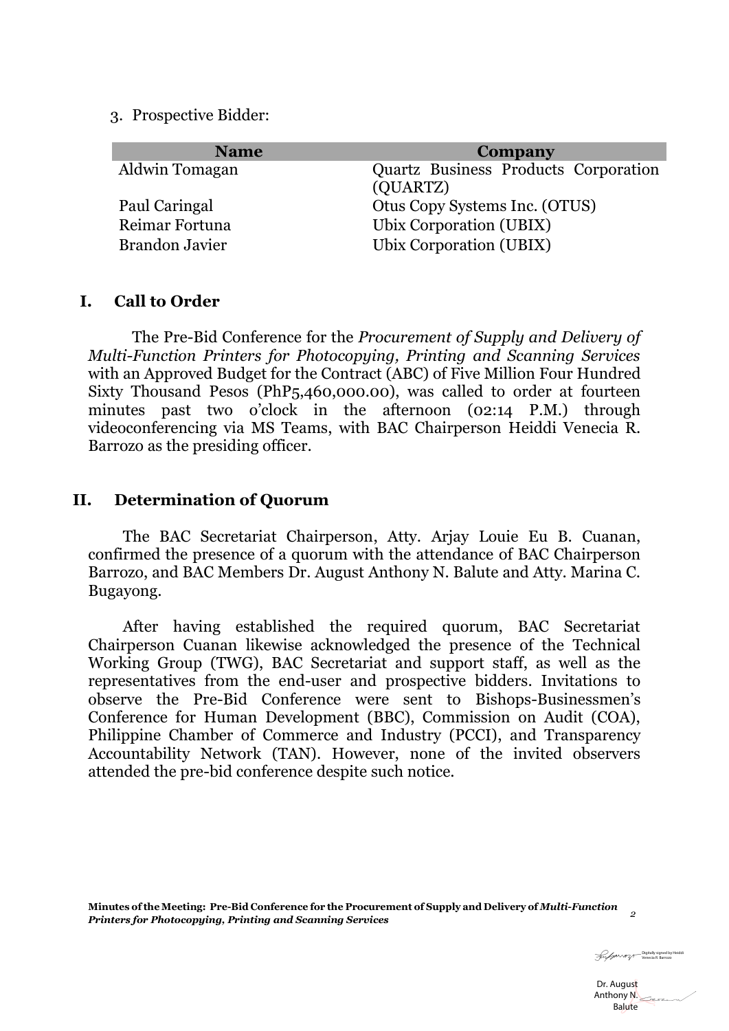3. Prospective Bidder:

| Name | Company |
|---|---|
| Aldwin Tomagan | Quartz Business Products Corporation (QUARTZ) |
| Paul Caringal | Otus Copy Systems Inc. (OTUS) |
| Reimar Fortuna | Ubix Corporation (UBIX) |
| Brandon Javier | Ubix Corporation (UBIX) |

## I. Call to Order

The Pre-Bid Conference for the *Procurement of Supply and Delivery of Multi-Function Printers for Photocopying, Printing and Scanning Services* with an Approved Budget for the Contract (ABC) of Five Million Four Hundred Sixty Thousand Pesos (PhP5,460,000.00), was called to order at fourteen minutes past two o'clock in the afternoon (02:14 P.M.) through videoconferencing via MS Teams, with BAC Chairperson Heiddi Venecia R. Barrozo as the presiding officer.

## II. Determination of Quorum

The BAC Secretariat Chairperson, Atty. Arjay Louie Eu B. Cuanan, confirmed the presence of a quorum with the attendance of BAC Chairperson Barrozo, and BAC Members Dr. August Anthony N. Balute and Atty. Marina C. Bugayong.

After having established the required quorum, BAC Secretariat Chairperson Cuanan likewise acknowledged the presence of the Technical Working Group (TWG), BAC Secretariat and support staff, as well as the representatives from the end-user and prospective bidders. Invitations to observe the Pre-Bid Conference were sent to Bishops-Businessmen's Conference for Human Development (BBC), Commission on Audit (COA), Philippine Chamber of Commerce and Industry (PCCI), and Transparency Accountability Network (TAN). However, none of the invited observers attended the pre-bid conference despite such notice.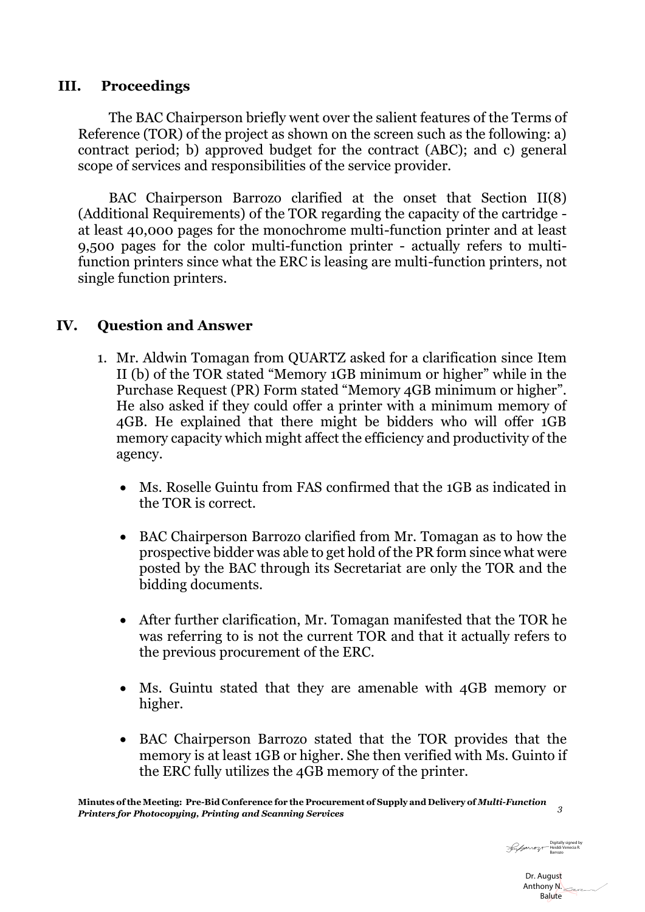## III. Proceedings

The BAC Chairperson briefly went over the salient features of the Terms of Reference (TOR) of the project as shown on the screen such as the following: a) contract period; b) approved budget for the contract (ABC); and c) general scope of services and responsibilities of the service provider.

BAC Chairperson Barrozo clarified at the onset that Section II(8) (Additional Requirements) of the TOR regarding the capacity of the cartridge - at least 40,000 pages for the monochrome multi-function printer and at least 9,500 pages for the color multi-function printer - actually refers to multi-function printers since what the ERC is leasing are multi-function printers, not single function printers.

## IV. Question and Answer

1. Mr. Aldwin Tomagan from QUARTZ asked for a clarification since Item II (b) of the TOR stated "Memory 1GB minimum or higher" while in the Purchase Request (PR) Form stated "Memory 4GB minimum or higher". He also asked if they could offer a printer with a minimum memory of 4GB. He explained that there might be bidders who will offer 1GB memory capacity which might affect the efficiency and productivity of the agency.

    - Ms. Roselle Guintu from FAS confirmed that the 1GB as indicated in the TOR is correct.

    - BAC Chairperson Barrozo clarified from Mr. Tomagan as to how the prospective bidder was able to get hold of the PR form since what were posted by the BAC through its Secretariat are only the TOR and the bidding documents.

    - After further clarification, Mr. Tomagan manifested that the TOR he was referring to is not the current TOR and that it actually refers to the previous procurement of the ERC.

    - Ms. Guintu stated that they are amenable with 4GB memory or higher.

    - BAC Chairperson Barrozo stated that the TOR provides that the memory is at least 1GB or higher. She then verified with Ms. Guinto if the ERC fully utilizes the 4GB memory of the printer.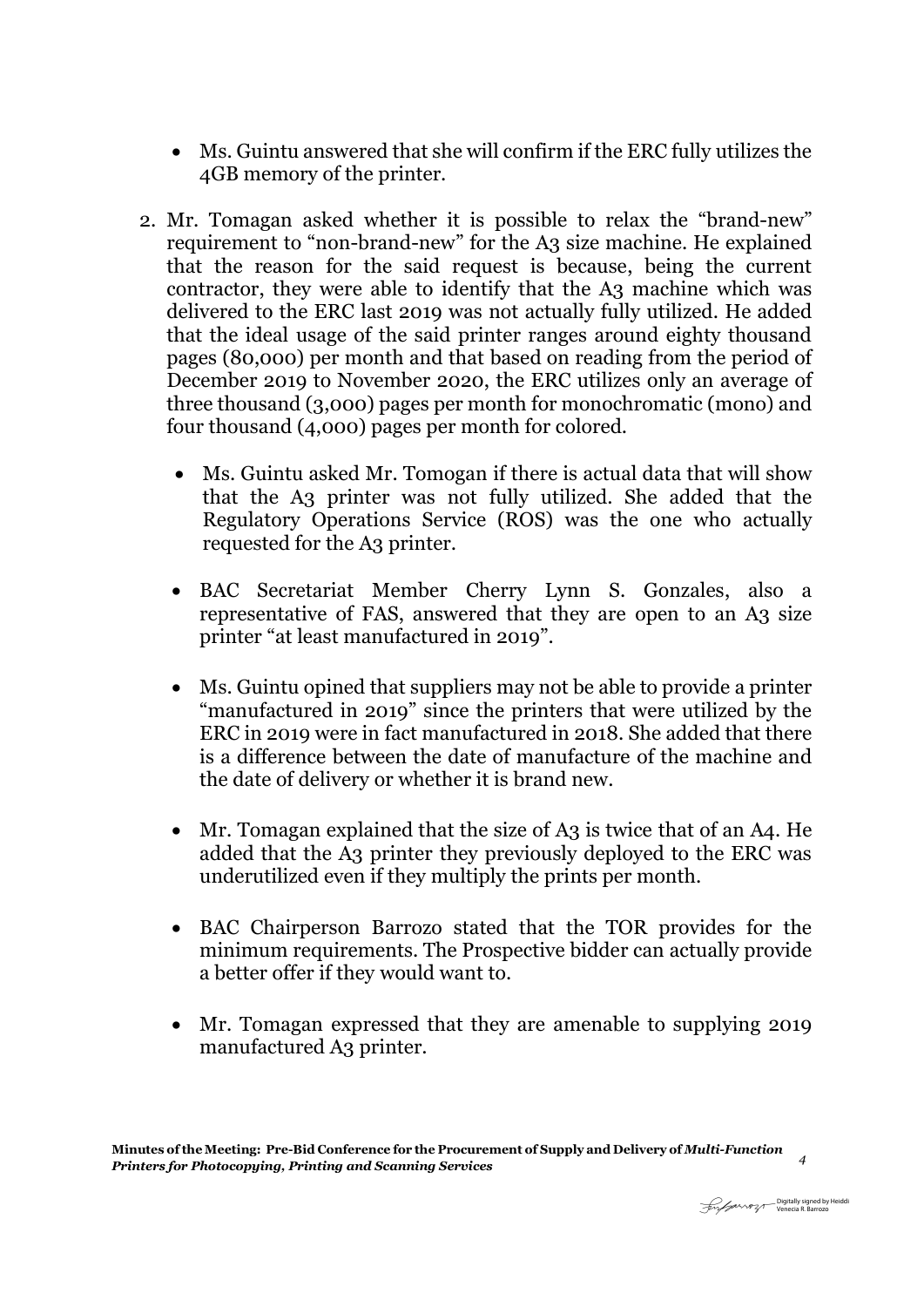- Ms. Guintu answered that she will confirm if the ERC fully utilizes the 4GB memory of the printer.

2. Mr. Tomagan asked whether it is possible to relax the "brand-new" requirement to "non-brand-new" for the A3 size machine. He explained that the reason for the said request is because, being the current contractor, they were able to identify that the A3 machine which was delivered to the ERC last 2019 was not actually fully utilized. He added that the ideal usage of the said printer ranges around eighty thousand pages (80,000) per month and that based on reading from the period of December 2019 to November 2020, the ERC utilizes only an average of three thousand (3,000) pages per month for monochromatic (mono) and four thousand (4,000) pages per month for colored.

   - Ms. Guintu asked Mr. Tomogan if there is actual data that will show that the A3 printer was not fully utilized. She added that the Regulatory Operations Service (ROS) was the one who actually requested for the A3 printer.

   - BAC Secretariat Member Cherry Lynn S. Gonzales, also a representative of FAS, answered that they are open to an A3 size printer "at least manufactured in 2019".

   - Ms. Guintu opined that suppliers may not be able to provide a printer "manufactured in 2019" since the printers that were utilized by the ERC in 2019 were in fact manufactured in 2018. She added that there is a difference between the date of manufacture of the machine and the date of delivery or whether it is brand new.

   - Mr. Tomagan explained that the size of A3 is twice that of an A4. He added that the A3 printer they previously deployed to the ERC was underutilized even if they multiply the prints per month.

   - BAC Chairperson Barrozo stated that the TOR provides for the minimum requirements. The Prospective bidder can actually provide a better offer if they would want to.

   - Mr. Tomagan expressed that they are amenable to supplying 2019 manufactured A3 printer.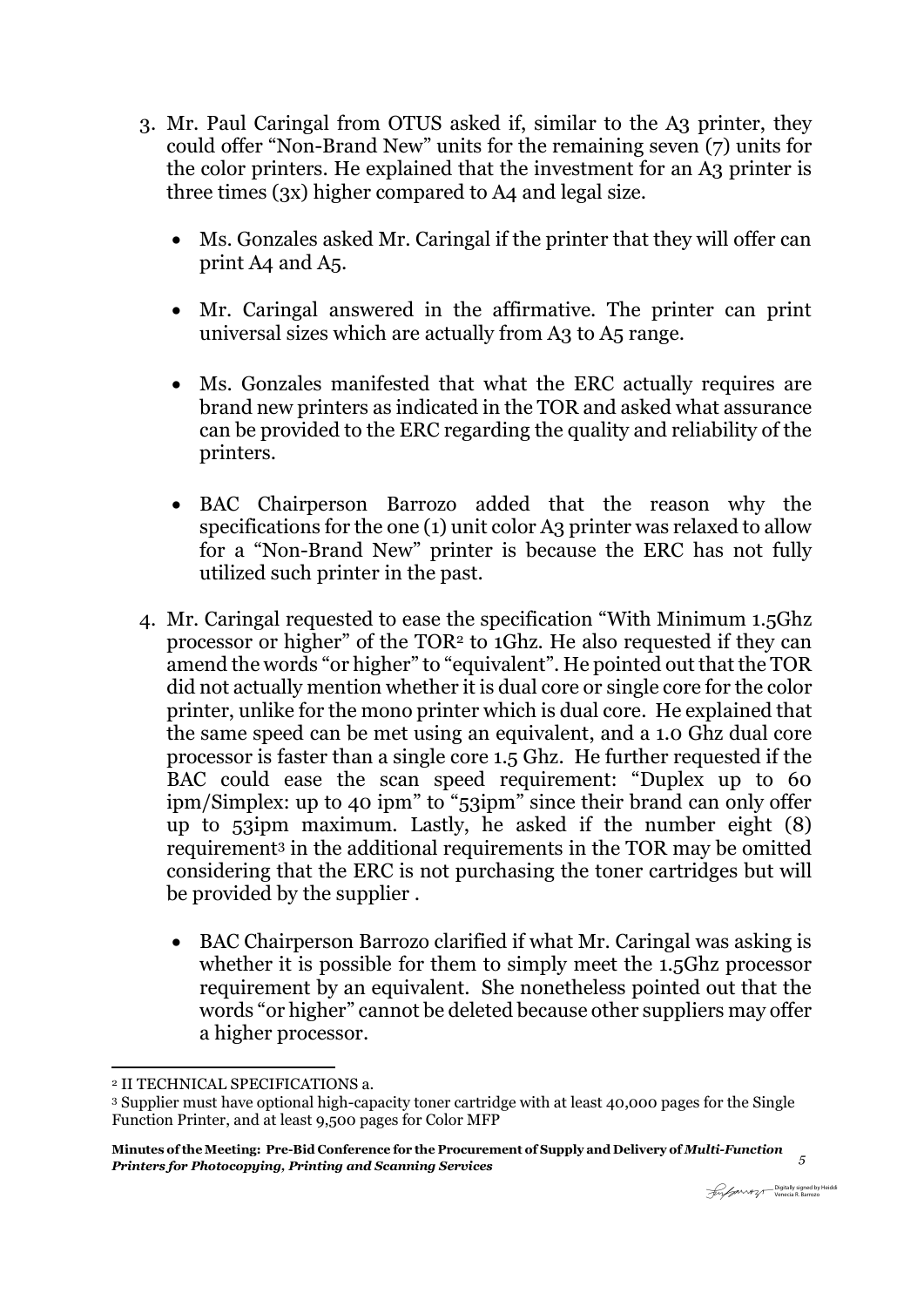3. Mr. Paul Caringal from OTUS asked if, similar to the A3 printer, they could offer "Non-Brand New" units for the remaining seven (7) units for the color printers. He explained that the investment for an A3 printer is three times (3x) higher compared to A4 and legal size.

    - Ms. Gonzales asked Mr. Caringal if the printer that they will offer can print A4 and A5.

    - Mr. Caringal answered in the affirmative. The printer can print universal sizes which are actually from A3 to A5 range.

    - Ms. Gonzales manifested that what the ERC actually requires are brand new printers as indicated in the TOR and asked what assurance can be provided to the ERC regarding the quality and reliability of the printers.

    - BAC Chairperson Barrozo added that the reason why the specifications for the one (1) unit color A3 printer was relaxed to allow for a "Non-Brand New" printer is because the ERC has not fully utilized such printer in the past.

4. Mr. Caringal requested to ease the specification "With Minimum 1.5Ghz processor or higher" of the TOR[2] to 1Ghz. He also requested if they can amend the words "or higher" to "equivalent". He pointed out that the TOR did not actually mention whether it is dual core or single core for the color printer, unlike for the mono printer which is dual core. He explained that the same speed can be met using an equivalent, and a 1.0 Ghz dual core processor is faster than a single core 1.5 Ghz. He further requested if the BAC could ease the scan speed requirement: "Duplex up to 60 ipm/Simplex: up to 40 ipm" to "53ipm" since their brand can only offer up to 53ipm maximum. Lastly, he asked if the number eight (8) requirement[3] in the additional requirements in the TOR may be omitted considering that the ERC is not purchasing the toner cartridges but will be provided by the supplier .

    - BAC Chairperson Barrozo clarified if what Mr. Caringal was asking is whether it is possible for them to simply meet the 1.5Ghz processor requirement by an equivalent. She nonetheless pointed out that the words "or higher" cannot be deleted because other suppliers may offer a higher processor.

---

[2] II TECHNICAL SPECIFICATIONS a.

[3] Supplier must have optional high-capacity toner cartridge with at least 40,000 pages for the Single Function Printer, and at least 9,500 pages for Color MFP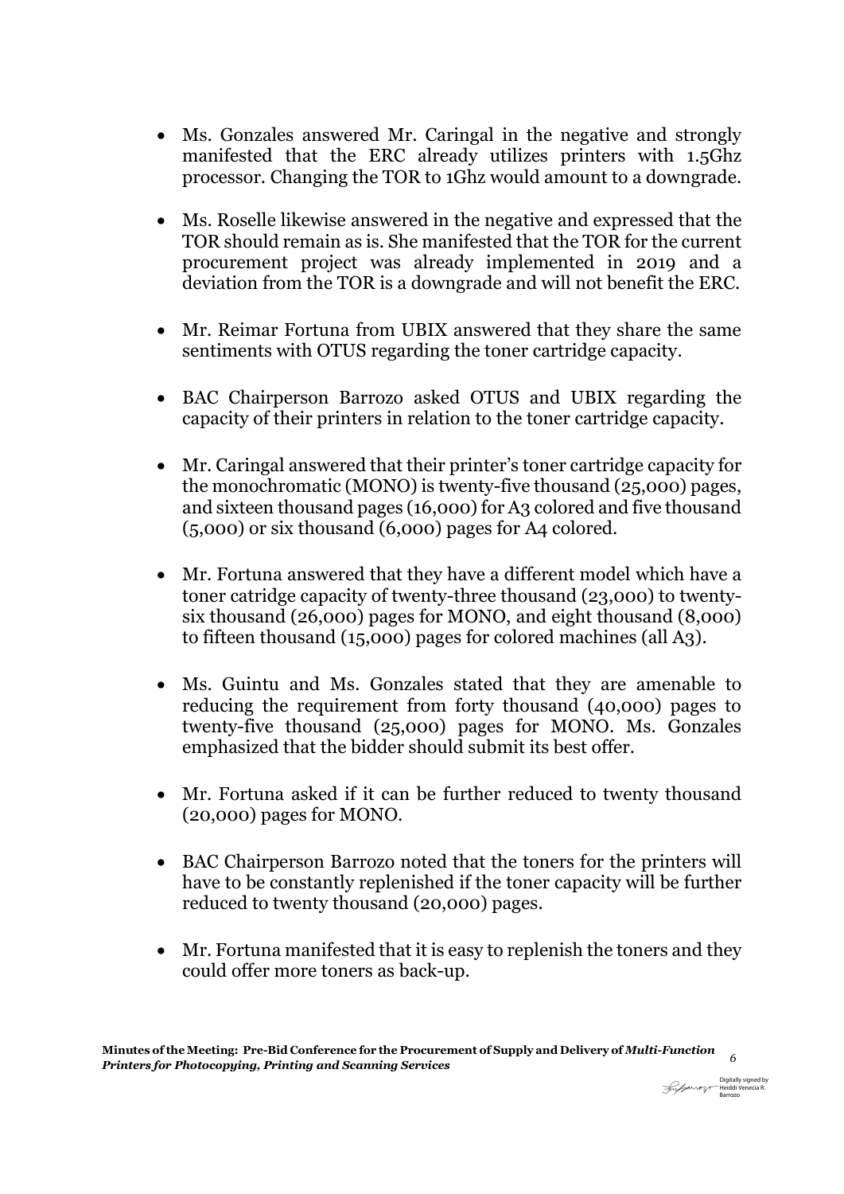- Ms. Gonzales answered Mr. Caringal in the negative and strongly manifested that the ERC already utilizes printers with 1.5Ghz processor. Changing the TOR to 1Ghz would amount to a downgrade.

- Ms. Roselle likewise answered in the negative and expressed that the TOR should remain as is. She manifested that the TOR for the current procurement project was already implemented in 2019 and a deviation from the TOR is a downgrade and will not benefit the ERC.

- Mr. Reimar Fortuna from UBIX answered that they share the same sentiments with OTUS regarding the toner cartridge capacity.

- BAC Chairperson Barrozo asked OTUS and UBIX regarding the capacity of their printers in relation to the toner cartridge capacity.

- Mr. Caringal answered that their printer's toner cartridge capacity for the monochromatic (MONO) is twenty-five thousand (25,000) pages, and sixteen thousand pages (16,000) for A3 colored and five thousand (5,000) or six thousand (6,000) pages for A4 colored.

- Mr. Fortuna answered that they have a different model which have a toner catridge capacity of twenty-three thousand (23,000) to twenty-six thousand (26,000) pages for MONO, and eight thousand (8,000) to fifteen thousand (15,000) pages for colored machines (all A3).

- Ms. Guintu and Ms. Gonzales stated that they are amenable to reducing the requirement from forty thousand (40,000) pages to twenty-five thousand (25,000) pages for MONO. Ms. Gonzales emphasized that the bidder should submit its best offer.

- Mr. Fortuna asked if it can be further reduced to twenty thousand (20,000) pages for MONO.

- BAC Chairperson Barrozo noted that the toners for the printers will have to be constantly replenished if the toner capacity will be further reduced to twenty thousand (20,000) pages.

- Mr. Fortuna manifested that it is easy to replenish the toners and they could offer more toners as back-up.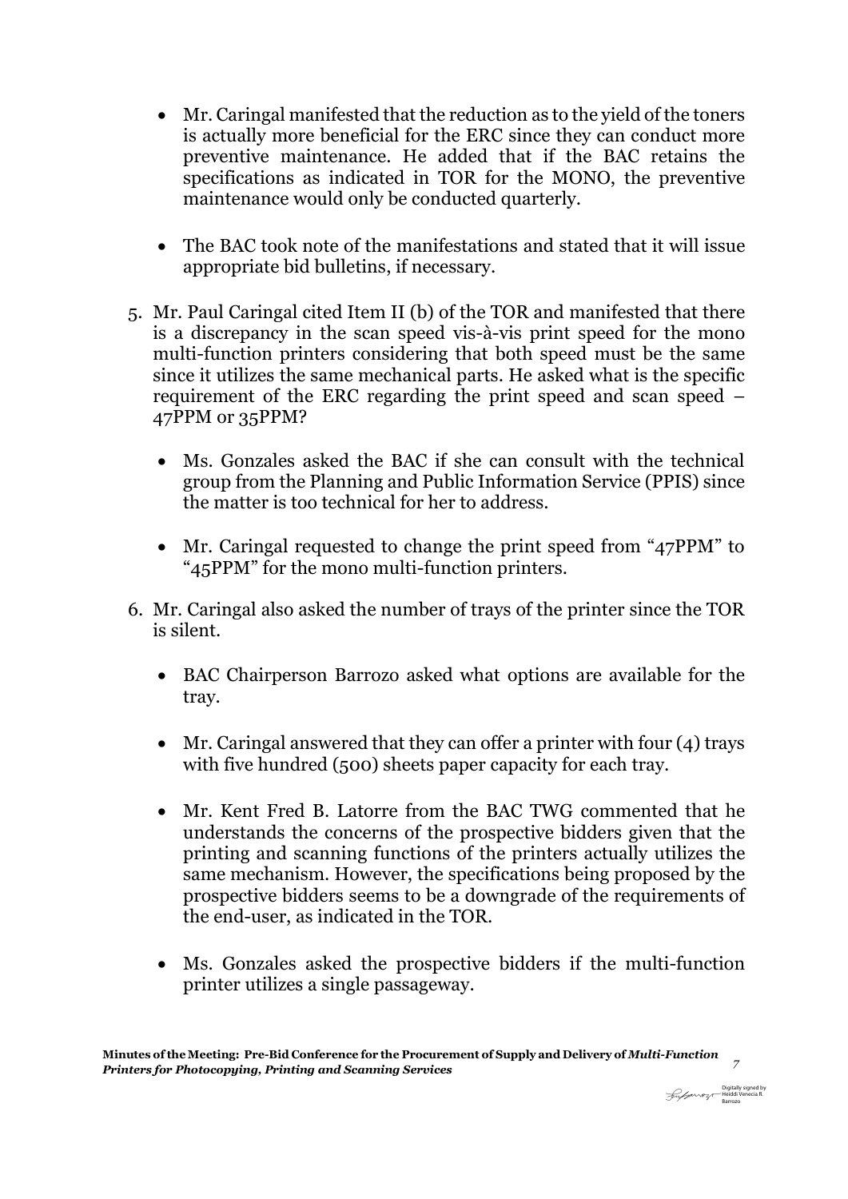- Mr. Caringal manifested that the reduction as to the yield of the toners is actually more beneficial for the ERC since they can conduct more preventive maintenance. He added that if the BAC retains the specifications as indicated in TOR for the MONO, the preventive maintenance would only be conducted quarterly.

- The BAC took note of the manifestations and stated that it will issue appropriate bid bulletins, if necessary.

5. Mr. Paul Caringal cited Item II (b) of the TOR and manifested that there is a discrepancy in the scan speed vis-à-vis print speed for the mono multi-function printers considering that both speed must be the same since it utilizes the same mechanical parts. He asked what is the specific requirement of the ERC regarding the print speed and scan speed – 47PPM or 35PPM?

   - Ms. Gonzales asked the BAC if she can consult with the technical group from the Planning and Public Information Service (PPIS) since the matter is too technical for her to address.

   - Mr. Caringal requested to change the print speed from "47PPM" to "45PPM" for the mono multi-function printers.

6. Mr. Caringal also asked the number of trays of the printer since the TOR is silent.

   - BAC Chairperson Barrozo asked what options are available for the tray.

   - Mr. Caringal answered that they can offer a printer with four (4) trays with five hundred (500) sheets paper capacity for each tray.

   - Mr. Kent Fred B. Latorre from the BAC TWG commented that he understands the concerns of the prospective bidders given that the printing and scanning functions of the printers actually utilizes the same mechanism. However, the specifications being proposed by the prospective bidders seems to be a downgrade of the requirements of the end-user, as indicated in the TOR.

   - Ms. Gonzales asked the prospective bidders if the multi-function printer utilizes a single passageway.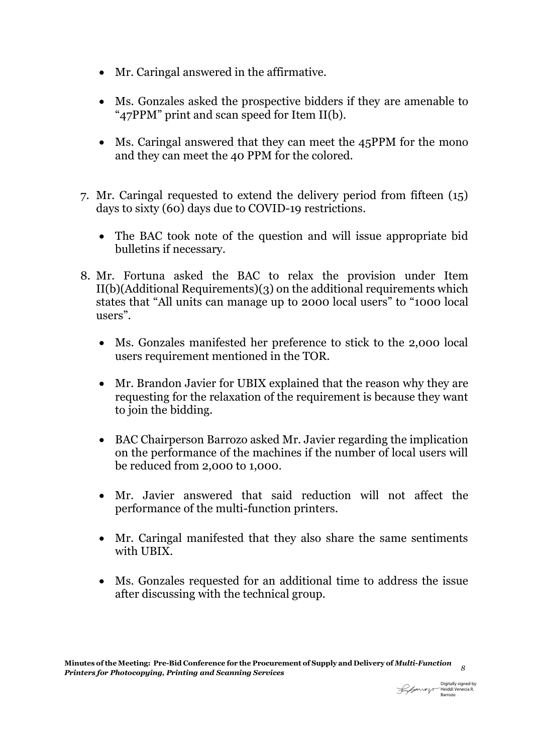- Mr. Caringal answered in the affirmative.

- Ms. Gonzales asked the prospective bidders if they are amenable to "47PPM" print and scan speed for Item II(b).

- Ms. Caringal answered that they can meet the 45PPM for the mono and they can meet the 40 PPM for the colored.

7. Mr. Caringal requested to extend the delivery period from fifteen (15) days to sixty (60) days due to COVID-19 restrictions.

   - The BAC took note of the question and will issue appropriate bid bulletins if necessary.

8. Mr. Fortuna asked the BAC to relax the provision under Item II(b)(Additional Requirements)(3) on the additional requirements which states that "All units can manage up to 2000 local users" to "1000 local users".

   - Ms. Gonzales manifested her preference to stick to the 2,000 local users requirement mentioned in the TOR.

   - Mr. Brandon Javier for UBIX explained that the reason why they are requesting for the relaxation of the requirement is because they want to join the bidding.

   - BAC Chairperson Barrozo asked Mr. Javier regarding the implication on the performance of the machines if the number of local users will be reduced from 2,000 to 1,000.

   - Mr. Javier answered that said reduction will not affect the performance of the multi-function printers.

   - Mr. Caringal manifested that they also share the same sentiments with UBIX.

   - Ms. Gonzales requested for an additional time to address the issue after discussing with the technical group.

Digitally signed by Heiddi Venecia R. Barrozo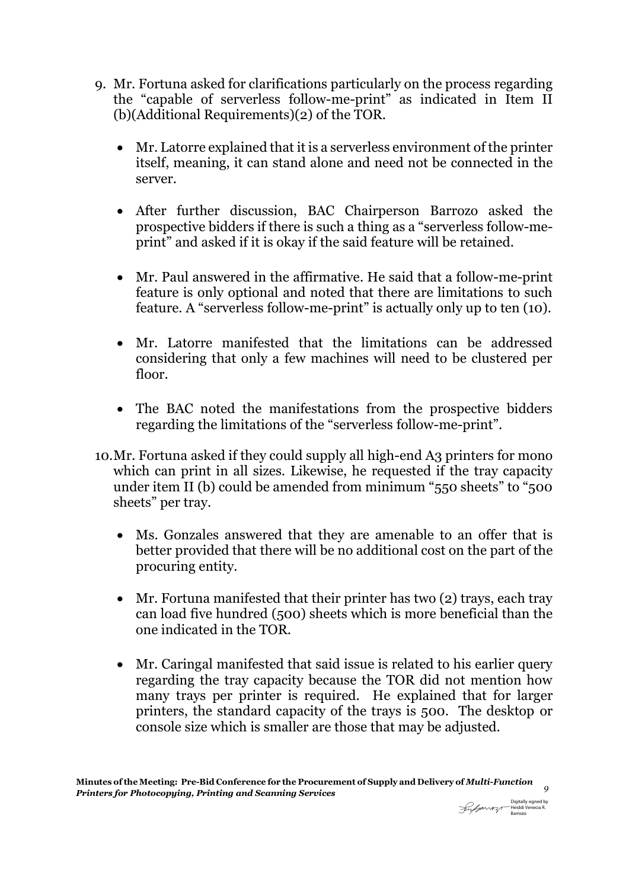9. Mr. Fortuna asked for clarifications particularly on the process regarding the "capable of serverless follow-me-print" as indicated in Item II (b)(Additional Requirements)(2) of the TOR.

   - Mr. Latorre explained that it is a serverless environment of the printer itself, meaning, it can stand alone and need not be connected in the server.

   - After further discussion, BAC Chairperson Barrozo asked the prospective bidders if there is such a thing as a "serverless follow-me-print" and asked if it is okay if the said feature will be retained.

   - Mr. Paul answered in the affirmative. He said that a follow-me-print feature is only optional and noted that there are limitations to such feature. A "serverless follow-me-print" is actually only up to ten (10).

   - Mr. Latorre manifested that the limitations can be addressed considering that only a few machines will need to be clustered per floor.

   - The BAC noted the manifestations from the prospective bidders regarding the limitations of the "serverless follow-me-print".

10. Mr. Fortuna asked if they could supply all high-end A3 printers for mono which can print in all sizes. Likewise, he requested if the tray capacity under item II (b) could be amended from minimum "550 sheets" to "500 sheets" per tray.

    - Ms. Gonzales answered that they are amenable to an offer that is better provided that there will be no additional cost on the part of the procuring entity.

    - Mr. Fortuna manifested that their printer has two (2) trays, each tray can load five hundred (500) sheets which is more beneficial than the one indicated in the TOR.

    - Mr. Caringal manifested that said issue is related to his earlier query regarding the tray capacity because the TOR did not mention how many trays per printer is required. He explained that for larger printers, the standard capacity of the trays is 500. The desktop or console size which is smaller are those that may be adjusted.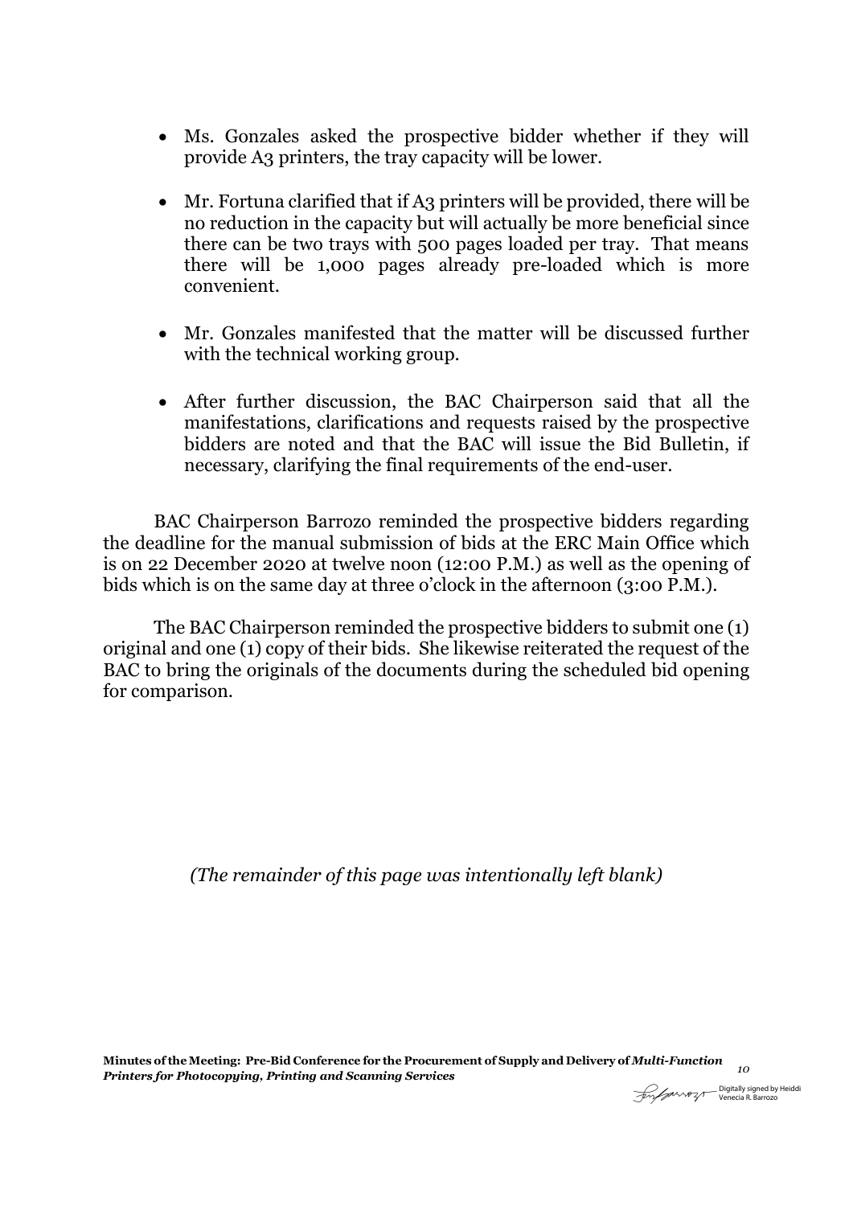- Ms. Gonzales asked the prospective bidder whether if they will provide A3 printers, the tray capacity will be lower.

- Mr. Fortuna clarified that if A3 printers will be provided, there will be no reduction in the capacity but will actually be more beneficial since there can be two trays with 500 pages loaded per tray. That means there will be 1,000 pages already pre-loaded which is more convenient.

- Mr. Gonzales manifested that the matter will be discussed further with the technical working group.

- After further discussion, the BAC Chairperson said that all the manifestations, clarifications and requests raised by the prospective bidders are noted and that the BAC will issue the Bid Bulletin, if necessary, clarifying the final requirements of the end-user.

BAC Chairperson Barrozo reminded the prospective bidders regarding the deadline for the manual submission of bids at the ERC Main Office which is on 22 December 2020 at twelve noon (12:00 P.M.) as well as the opening of bids which is on the same day at three o'clock in the afternoon (3:00 P.M.).

The BAC Chairperson reminded the prospective bidders to submit one (1) original and one (1) copy of their bids. She likewise reiterated the request of the BAC to bring the originals of the documents during the scheduled bid opening for comparison.

*(The remainder of this page was intentionally left blank)*

Digitally signed by Heiddi Venecia R. Barrozo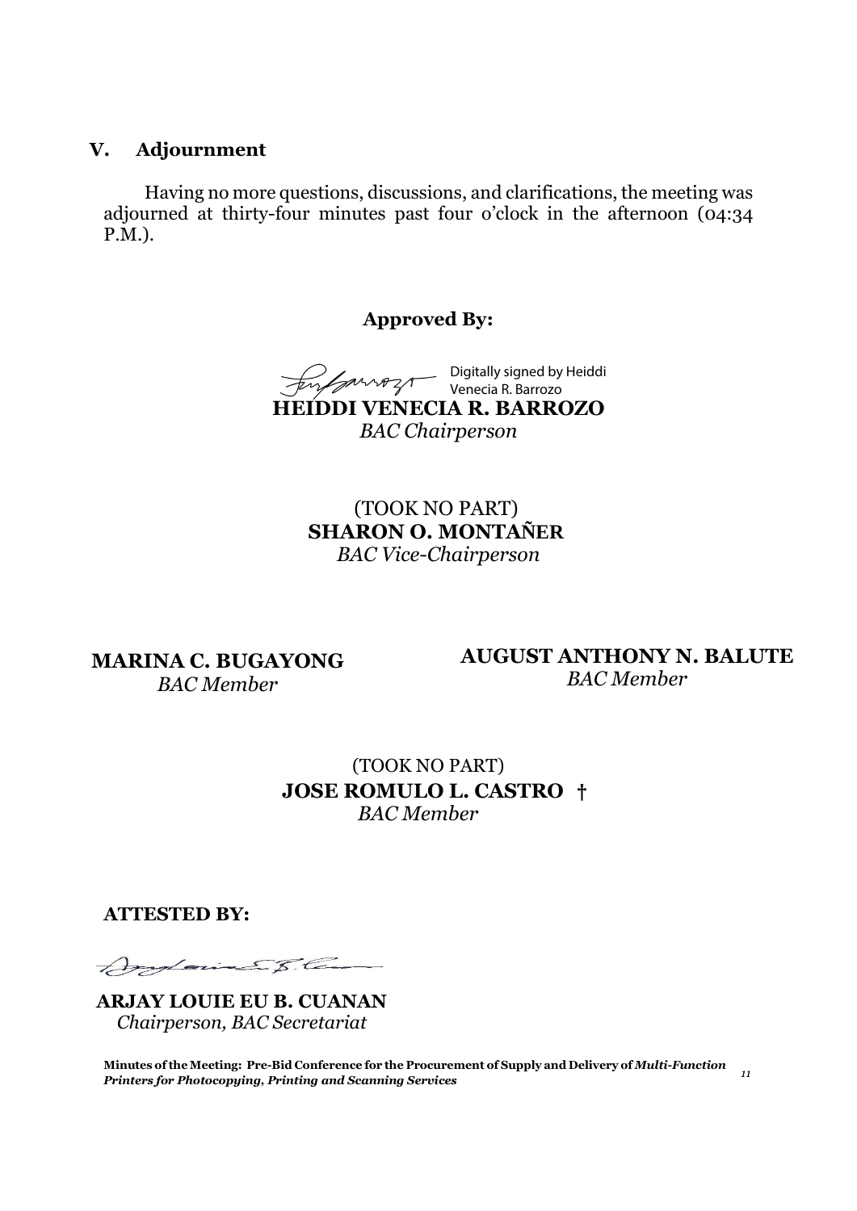## V. Adjournment

Having no more questions, discussions, and clarifications, the meeting was adjourned at thirty-four minutes past four o'clock in the afternoon (04:34 P.M.).

**Approved By:**

Digitally signed by Heiddi Venecia R. Barrozo

**HEIDDI VENECIA R. BARROZO**
*BAC Chairperson*

(TOOK NO PART)
**SHARON O. MONTAÑER**
*BAC Vice-Chairperson*

**MARINA C. BUGAYONG**
*BAC Member*

**AUGUST ANTHONY N. BALUTE**
*BAC Member*

(TOOK NO PART)
**JOSE ROMULO L. CASTRO †**
*BAC Member*

**ATTESTED BY:**

**ARJAY LOUIE EU B. CUANAN**
*Chairperson, BAC Secretariat*

**Minutes of the Meeting: Pre-Bid Conference for the Procurement of Supply and Delivery of *Multi-Function Printers for Photocopying, Printing and Scanning Services***